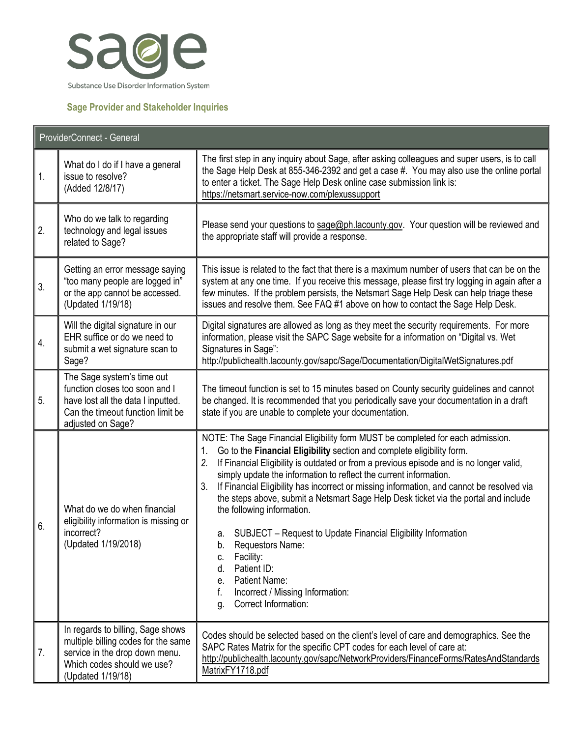# sage

Substance Use Disorder Information System

## Sage Provider and Stakeholder Inquiries

| ProviderConnect - General | | |
|---|---|---|
| 1. | What do I do if I have a general issue to resolve? (Added 12/8/17) | The first step in any inquiry about Sage, after asking colleagues and super users, is to call the Sage Help Desk at 855-346-2392 and get a case #. You may also use the online portal to enter a ticket. The Sage Help Desk online case submission link is: https://netsmart.service-now.com/plexussupport |
| 2. | Who do we talk to regarding technology and legal issues related to Sage? | Please send your questions to sage@ph.lacounty.gov. Your question will be reviewed and the appropriate staff will provide a response. |
| 3. | Getting an error message saying "too many people are logged in" or the app cannot be accessed. (Updated 1/19/18) | This issue is related to the fact that there is a maximum number of users that can be on the system at any one time. If you receive this message, please first try logging in again after a few minutes. If the problem persists, the Netsmart Sage Help Desk can help triage these issues and resolve them. See FAQ #1 above on how to contact the Sage Help Desk. |
| 4. | Will the digital signature in our EHR suffice or do we need to submit a wet signature scan to Sage? | Digital signatures are allowed as long as they meet the security requirements. For more information, please visit the SAPC Sage website for a information on "Digital vs. Wet Signatures in Sage": http://publichealth.lacounty.gov/sapc/Sage/Documentation/DigitalWetSignatures.pdf |
| 5. | The Sage system's time out function closes too soon and I have lost all the data I inputted. Can the timeout function limit be adjusted on Sage? | The timeout function is set to 15 minutes based on County security guidelines and cannot be changed. It is recommended that you periodically save your documentation in a draft state if you are unable to complete your documentation. |
| 6. | What do we do when financial eligibility information is missing or incorrect? (Updated 1/19/2018) | NOTE: The Sage Financial Eligibility form MUST be completed for each admission.<br>1. Go to the **Financial Eligibility** section and complete eligibility form.<br>2. If Financial Eligibility is outdated or from a previous episode and is no longer valid, simply update the information to reflect the current information.<br>3. If Financial Eligibility has incorrect or missing information, and cannot be resolved via the steps above, submit a Netsmart Sage Help Desk ticket via the portal and include the following information.<br>a. SUBJECT – Request to Update Financial Eligibility Information<br>b. Requestors Name:<br>c. Facility:<br>d. Patient ID:<br>e. Patient Name:<br>f. Incorrect / Missing Information:<br>g. Correct Information: |
| 7. | In regards to billing, Sage shows multiple billing codes for the same service in the drop down menu. Which codes should we use? (Updated 1/19/18) | Codes should be selected based on the client's level of care and demographics. See the SAPC Rates Matrix for the specific CPT codes for each level of care at: http://publichealth.lacounty.gov/sapc/NetworkProviders/FinanceForms/RatesAndStandardsMatrixFY1718.pdf |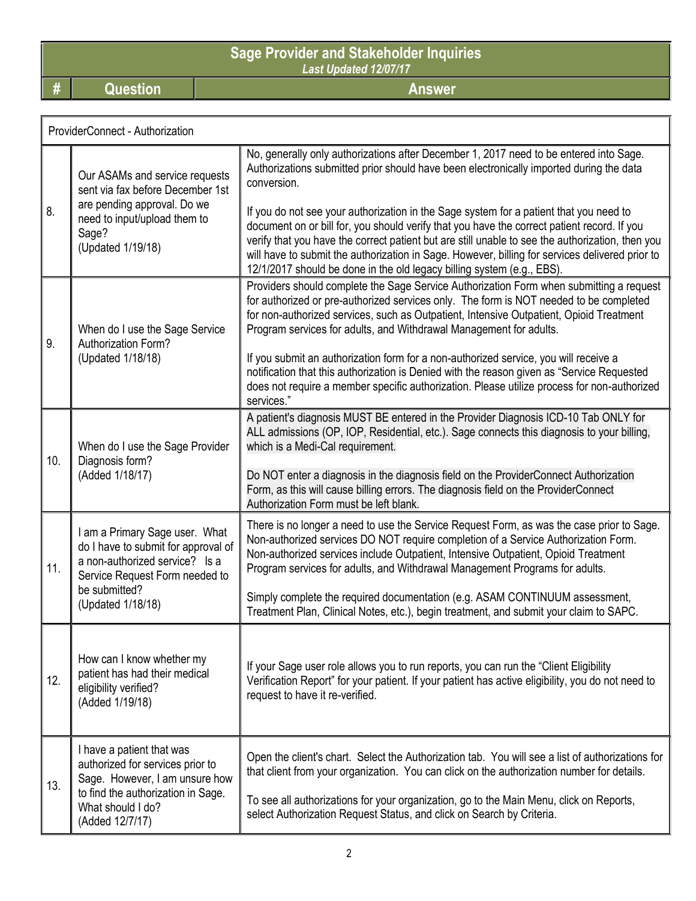# Sage Provider and Stakeholder Inquiries

*Last Updated 12/07/17*

| # | Question | Answer |
|---|---|---|
| | **ProviderConnect - Authorization** | |
| 8. | Our ASAMs and service requests sent via fax before December 1st are pending approval. Do we need to input/upload them to Sage? (Updated 1/19/18) | No, generally only authorizations after December 1, 2017 need to be entered into Sage. Authorizations submitted prior should have been electronically imported during the data conversion.<br><br>If you do not see your authorization in the Sage system for a patient that you need to document on or bill for, you should verify that you have the correct patient record. If you verify that you have the correct patient but are still unable to see the authorization, then you will have to submit the authorization in Sage. However, billing for services delivered prior to 12/1/2017 should be done in the old legacy billing system (e.g., EBS). |
| 9. | When do I use the Sage Service Authorization Form? (Updated 1/18/18) | Providers should complete the Sage Service Authorization Form when submitting a request for authorized or pre-authorized services only. The form is NOT needed to be completed for non-authorized services, such as Outpatient, Intensive Outpatient, Opioid Treatment Program services for adults, and Withdrawal Management for adults.<br><br>If you submit an authorization form for a non-authorized service, you will receive a notification that this authorization is Denied with the reason given as "Service Requested does not require a member specific authorization. Please utilize process for non-authorized services." |
| 10. | When do I use the Sage Provider Diagnosis form? (Added 1/18/17) | A patient's diagnosis MUST BE entered in the Provider Diagnosis ICD-10 Tab ONLY for ALL admissions (OP, IOP, Residential, etc.). Sage connects this diagnosis to your billing, which is a Medi-Cal requirement.<br><br>Do NOT enter a diagnosis in the diagnosis field on the ProviderConnect Authorization Form, as this will cause billing errors. The diagnosis field on the ProviderConnect Authorization Form must be left blank. |
| 11. | I am a Primary Sage user. What do I have to submit for approval of a non-authorized service? Is a Service Request Form needed to be submitted? (Updated 1/18/18) | There is no longer a need to use the Service Request Form, as was the case prior to Sage. Non-authorized services DO NOT require completion of a Service Authorization Form. Non-authorized services include Outpatient, Intensive Outpatient, Opioid Treatment Program services for adults, and Withdrawal Management Programs for adults.<br><br>Simply complete the required documentation (e.g. ASAM CONTINUUM assessment, Treatment Plan, Clinical Notes, etc.), begin treatment, and submit your claim to SAPC. |
| 12. | How can I know whether my patient has had their medical eligibility verified? (Added 1/19/18) | If your Sage user role allows you to run reports, you can run the "Client Eligibility Verification Report" for your patient. If your patient has active eligibility, you do not need to request to have it re-verified. |
| 13. | I have a patient that was authorized for services prior to Sage. However, I am unsure how to find the authorization in Sage. What should I do? (Added 12/7/17) | Open the client's chart. Select the Authorization tab. You will see a list of authorizations for that client from your organization. You can click on the authorization number for details.<br><br>To see all authorizations for your organization, go to the Main Menu, click on Reports, select Authorization Request Status, and click on Search by Criteria. |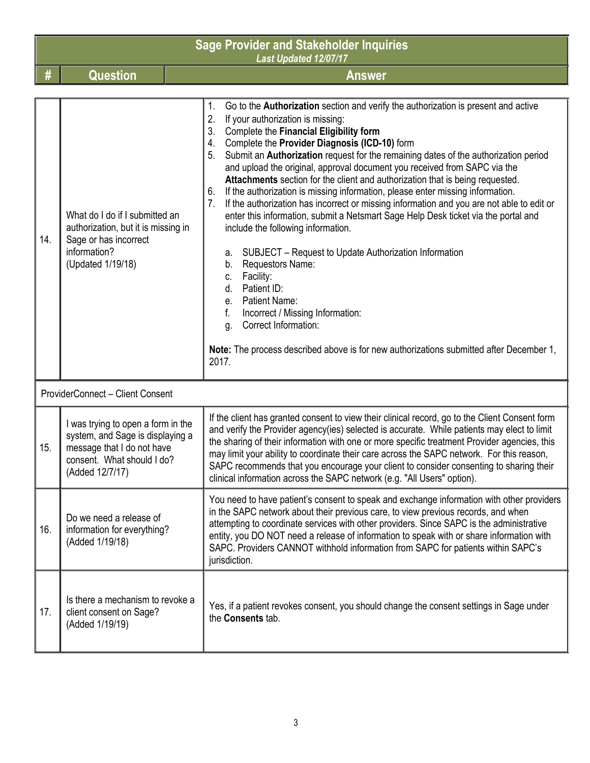# Sage Provider and Stakeholder Inquiries

*Last Updated 12/07/17*

| # | Question | Answer |
|---|---|---|
| 14. | What do I do if I submitted an authorization, but it is missing in Sage or has incorrect information? (Updated 1/19/18) | 1. Go to the **Authorization** section and verify the authorization is present and active<br>2. If your authorization is missing:<br>3. Complete the **Financial Eligibility form**<br>4. Complete the **Provider Diagnosis (ICD-10)** form<br>5. Submit an **Authorization** request for the remaining dates of the authorization period and upload the original, approval document you received from SAPC via the **Attachments** section for the client and authorization that is being requested.<br>6. If the authorization is missing information, please enter missing information.<br>7. If the authorization has incorrect or missing information and you are not able to edit or enter this information, submit a Netsmart Sage Help Desk ticket via the portal and include the following information.<br><br>a. SUBJECT – Request to Update Authorization Information<br>b. Requestors Name:<br>c. Facility:<br>d. Patient ID:<br>e. Patient Name:<br>f. Incorrect / Missing Information:<br>g. Correct Information:<br><br>**Note:** The process described above is for new authorizations submitted after December 1, 2017. |
| ProviderConnect – Client Consent | | |
| 15. | I was trying to open a form in the system, and Sage is displaying a message that I do not have consent. What should I do? (Added 12/7/17) | If the client has granted consent to view their clinical record, go to the Client Consent form and verify the Provider agency(ies) selected is accurate. While patients may elect to limit the sharing of their information with one or more specific treatment Provider agencies, this may limit your ability to coordinate their care across the SAPC network. For this reason, SAPC recommends that you encourage your client to consider consenting to sharing their clinical information across the SAPC network (e.g. "All Users" option). |
| 16. | Do we need a release of information for everything? (Added 1/19/18) | You need to have patient's consent to speak and exchange information with other providers in the SAPC network about their previous care, to view previous records, and when attempting to coordinate services with other providers. Since SAPC is the administrative entity, you DO NOT need a release of information to speak with or share information with SAPC. Providers CANNOT withhold information from SAPC for patients within SAPC's jurisdiction. |
| 17. | Is there a mechanism to revoke a client consent on Sage? (Added 1/19/19) | Yes, if a patient revokes consent, you should change the consent settings in Sage under the **Consents** tab. |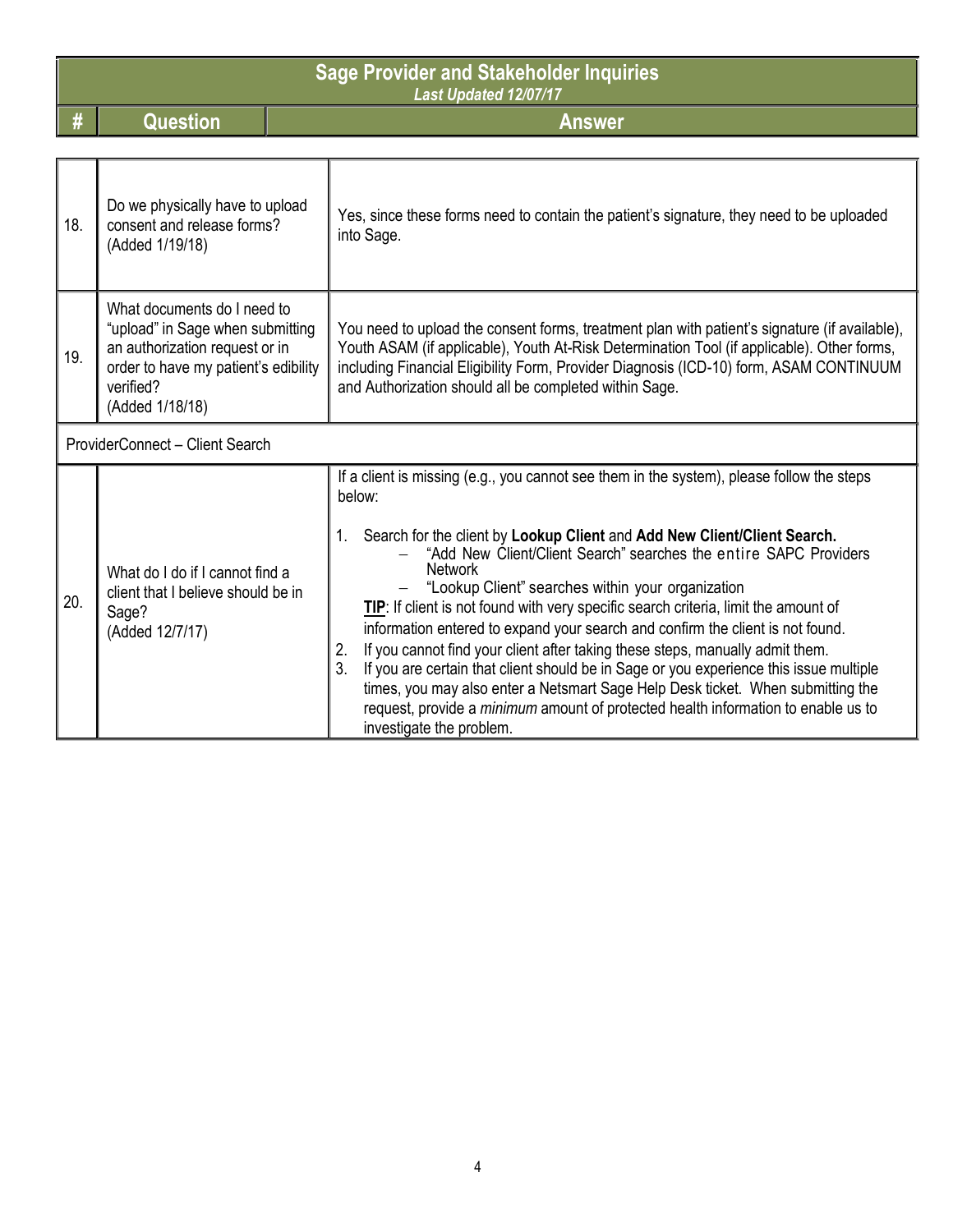## Sage Provider and Stakeholder Inquiries

*Last Updated 12/07/17*

| # | Question | Answer |
|---|---|---|
| 18. | Do we physically have to upload consent and release forms? (Added 1/19/18) | Yes, since these forms need to contain the patient's signature, they need to be uploaded into Sage. |
| 19. | What documents do I need to "upload" in Sage when submitting an authorization request or in order to have my patient's edibility verified? (Added 1/18/18) | You need to upload the consent forms, treatment plan with patient's signature (if available), Youth ASAM (if applicable), Youth At-Risk Determination Tool (if applicable). Other forms, including Financial Eligibility Form, Provider Diagnosis (ICD-10) form, ASAM CONTINUUM and Authorization should all be completed within Sage. |
| ProviderConnect – Client Search | | |
| 20. | What do I do if I cannot find a client that I believe should be in Sage? (Added 12/7/17) | If a client is missing (e.g., you cannot see them in the system), please follow the steps below:<br><br>1. Search for the client by **Lookup Client** and **Add New Client/Client Search.**<br>– "Add New Client/Client Search" searches the entire SAPC Providers Network<br>– "Lookup Client" searches within your organization<br>**TIP**: If client is not found with very specific search criteria, limit the amount of information entered to expand your search and confirm the client is not found.<br>2. If you cannot find your client after taking these steps, manually admit them.<br>3. If you are certain that client should be in Sage or you experience this issue multiple times, you may also enter a Netsmart Sage Help Desk ticket. When submitting the request, provide a *minimum* amount of protected health information to enable us to investigate the problem. |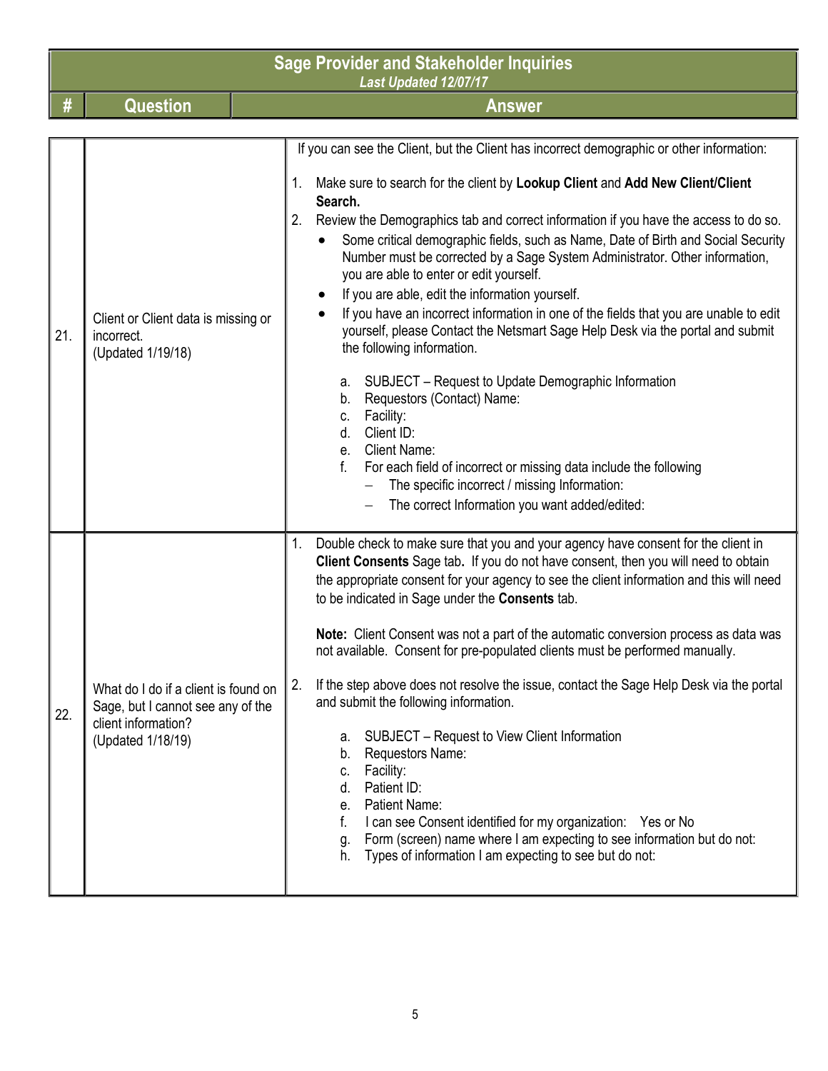# Sage Provider and Stakeholder Inquiries

*Last Updated 12/07/17*

| # | Question | Answer |
|---|---|---|
| 21. | Client or Client data is missing or incorrect.<br>(Updated 1/19/18) | If you can see the Client, but the Client has incorrect demographic or other information:<br><br>1. Make sure to search for the client by **Lookup Client** and **Add New Client/Client Search.**<br>2. Review the Demographics tab and correct information if you have the access to do so.<br>• Some critical demographic fields, such as Name, Date of Birth and Social Security Number must be corrected by a Sage System Administrator. Other information, you are able to enter or edit yourself.<br>• If you are able, edit the information yourself.<br>• If you have an incorrect information in one of the fields that you are unable to edit yourself, please Contact the Netsmart Sage Help Desk via the portal and submit the following information.<br><br>a. SUBJECT – Request to Update Demographic Information<br>b. Requestors (Contact) Name:<br>c. Facility:<br>d. Client ID:<br>e. Client Name:<br>f. For each field of incorrect or missing data include the following<br>– The specific incorrect / missing Information:<br>– The correct Information you want added/edited: |
| 22. | What do I do if a client is found on Sage, but I cannot see any of the client information?<br>(Updated 1/18/19) | 1. Double check to make sure that you and your agency have consent for the client in **Client Consents** Sage tab**.** If you do not have consent, then you will need to obtain the appropriate consent for your agency to see the client information and this will need to be indicated in Sage under the **Consents** tab.<br><br>**Note:** Client Consent was not a part of the automatic conversion process as data was not available. Consent for pre-populated clients must be performed manually.<br><br>2. If the step above does not resolve the issue, contact the Sage Help Desk via the portal and submit the following information.<br><br>a. SUBJECT – Request to View Client Information<br>b. Requestors Name:<br>c. Facility:<br>d. Patient ID:<br>e. Patient Name:<br>f. I can see Consent identified for my organization: Yes or No<br>g. Form (screen) name where I am expecting to see information but do not:<br>h. Types of information I am expecting to see but do not: |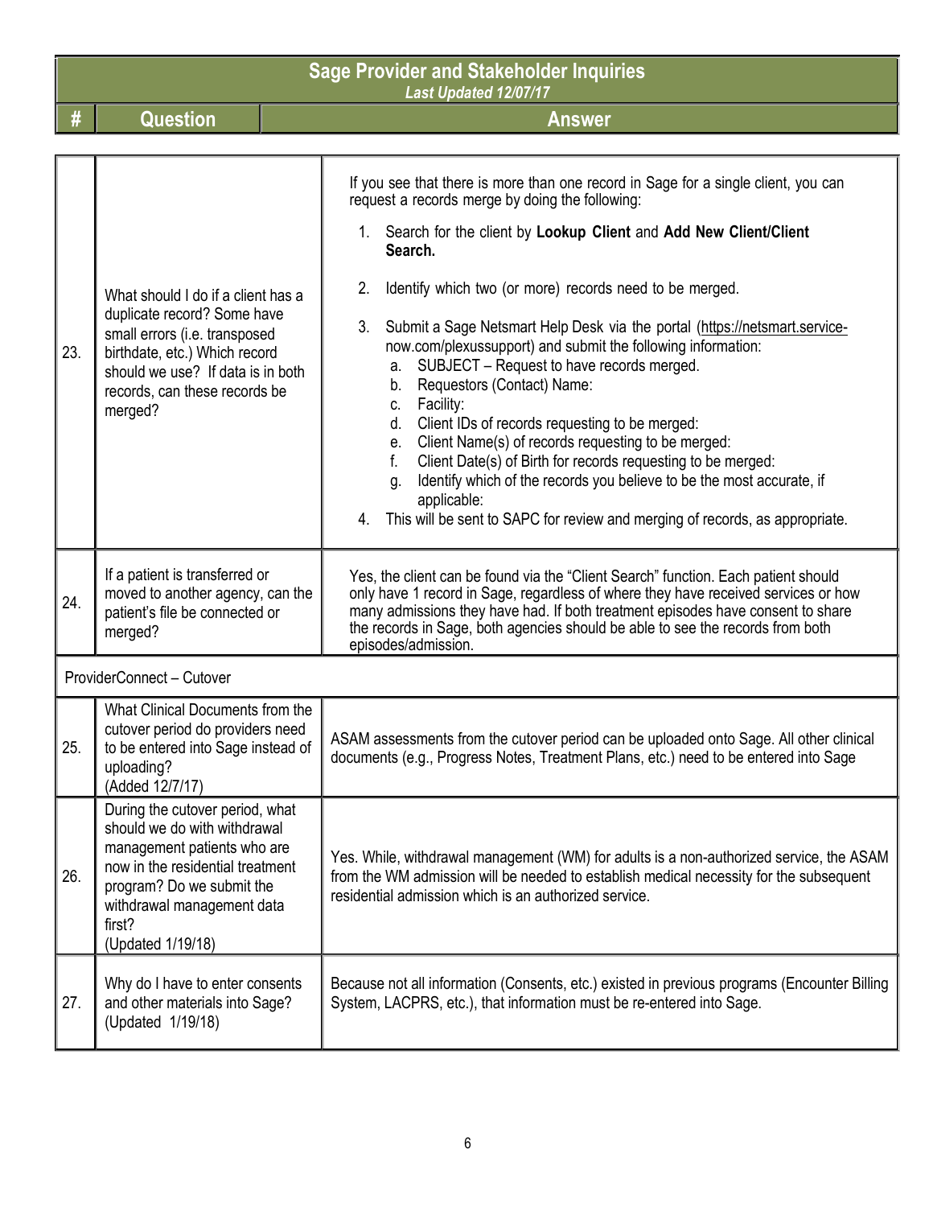## Sage Provider and Stakeholder Inquiries

*Last Updated 12/07/17*

| # | Question | Answer |
|---|---|---|
| 23. | What should I do if a client has a duplicate record? Some have small errors (i.e. transposed birthdate, etc.) Which record should we use? If data is in both records, can these records be merged? | If you see that there is more than one record in Sage for a single client, you can request a records merge by doing the following:<br>1. Search for the client by **Lookup Client** and **Add New Client/Client Search.**<br>2. Identify which two (or more) records need to be merged.<br>3. Submit a Sage Netsmart Help Desk via the portal (https://netsmart.service-now.com/plexussupport) and submit the following information:<br>a. SUBJECT – Request to have records merged.<br>b. Requestors (Contact) Name:<br>c. Facility:<br>d. Client IDs of records requesting to be merged:<br>e. Client Name(s) of records requesting to be merged:<br>f. Client Date(s) of Birth for records requesting to be merged:<br>g. Identify which of the records you believe to be the most accurate, if applicable:<br>4. This will be sent to SAPC for review and merging of records, as appropriate. |
| 24. | If a patient is transferred or moved to another agency, can the patient's file be connected or merged? | Yes, the client can be found via the "Client Search" function. Each patient should only have 1 record in Sage, regardless of where they have received services or how many admissions they have had. If both treatment episodes have consent to share the records in Sage, both agencies should be able to see the records from both episodes/admission. |
| ProviderConnect – Cutover | | |
| 25. | What Clinical Documents from the cutover period do providers need to be entered into Sage instead of uploading?<br>(Added 12/7/17) | ASAM assessments from the cutover period can be uploaded onto Sage. All other clinical documents (e.g., Progress Notes, Treatment Plans, etc.) need to be entered into Sage |
| 26. | During the cutover period, what should we do with withdrawal management patients who are now in the residential treatment program? Do we submit the withdrawal management data first?<br>(Updated 1/19/18) | Yes. While, withdrawal management (WM) for adults is a non-authorized service, the ASAM from the WM admission will be needed to establish medical necessity for the subsequent residential admission which is an authorized service. |
| 27. | Why do I have to enter consents and other materials into Sage?<br>(Updated 1/19/18) | Because not all information (Consents, etc.) existed in previous programs (Encounter Billing System, LACPRS, etc.), that information must be re-entered into Sage. |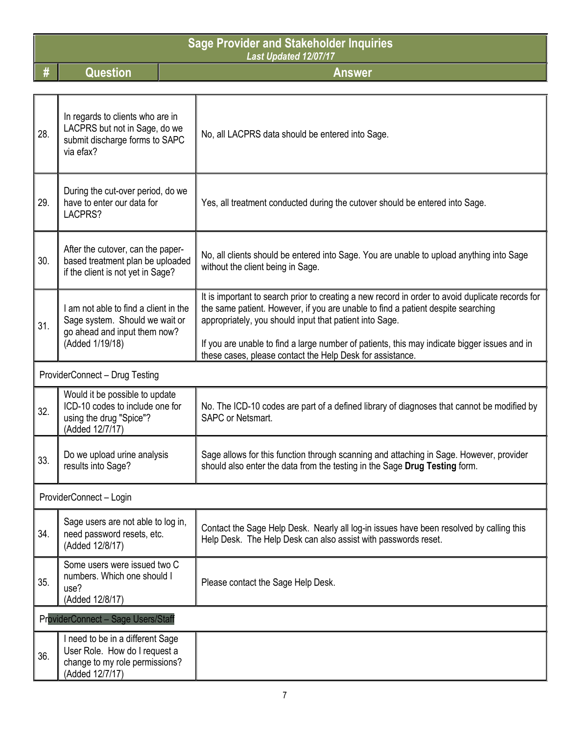# Sage Provider and Stakeholder Inquiries

*Last Updated 12/07/17*

| # | Question | Answer |
|---|---|---|
| 28. | In regards to clients who are in LACPRS but not in Sage, do we submit discharge forms to SAPC via efax? | No, all LACPRS data should be entered into Sage. |
| 29. | During the cut-over period, do we have to enter our data for LACPRS? | Yes, all treatment conducted during the cutover should be entered into Sage. |
| 30. | After the cutover, can the paper-based treatment plan be uploaded if the client is not yet in Sage? | No, all clients should be entered into Sage. You are unable to upload anything into Sage without the client being in Sage. |
| 31. | I am not able to find a client in the Sage system. Should we wait or go ahead and input them now? (Added 1/19/18) | It is important to search prior to creating a new record in order to avoid duplicate records for the same patient. However, if you are unable to find a patient despite searching appropriately, you should input that patient into Sage.<br><br>If you are unable to find a large number of patients, this may indicate bigger issues and in these cases, please contact the Help Desk for assistance. |
| ProviderConnect – Drug Testing | | |
| 32. | Would it be possible to update ICD-10 codes to include one for using the drug "Spice"? (Added 12/7/17) | No. The ICD-10 codes are part of a defined library of diagnoses that cannot be modified by SAPC or Netsmart. |
| 33. | Do we upload urine analysis results into Sage? | Sage allows for this function through scanning and attaching in Sage. However, provider should also enter the data from the testing in the Sage **Drug Testing** form. |
| ProviderConnect – Login | | |
| 34. | Sage users are not able to log in, need password resets, etc. (Added 12/8/17) | Contact the Sage Help Desk. Nearly all log-in issues have been resolved by calling this Help Desk. The Help Desk can also assist with passwords reset. |
| 35. | Some users were issued two C numbers. Which one should I use? (Added 12/8/17) | Please contact the Sage Help Desk. |
| ProviderConnect – Sage Users/Staff | | |
| 36. | I need to be in a different Sage User Role. How do I request a change to my role permissions? (Added 12/7/17) | |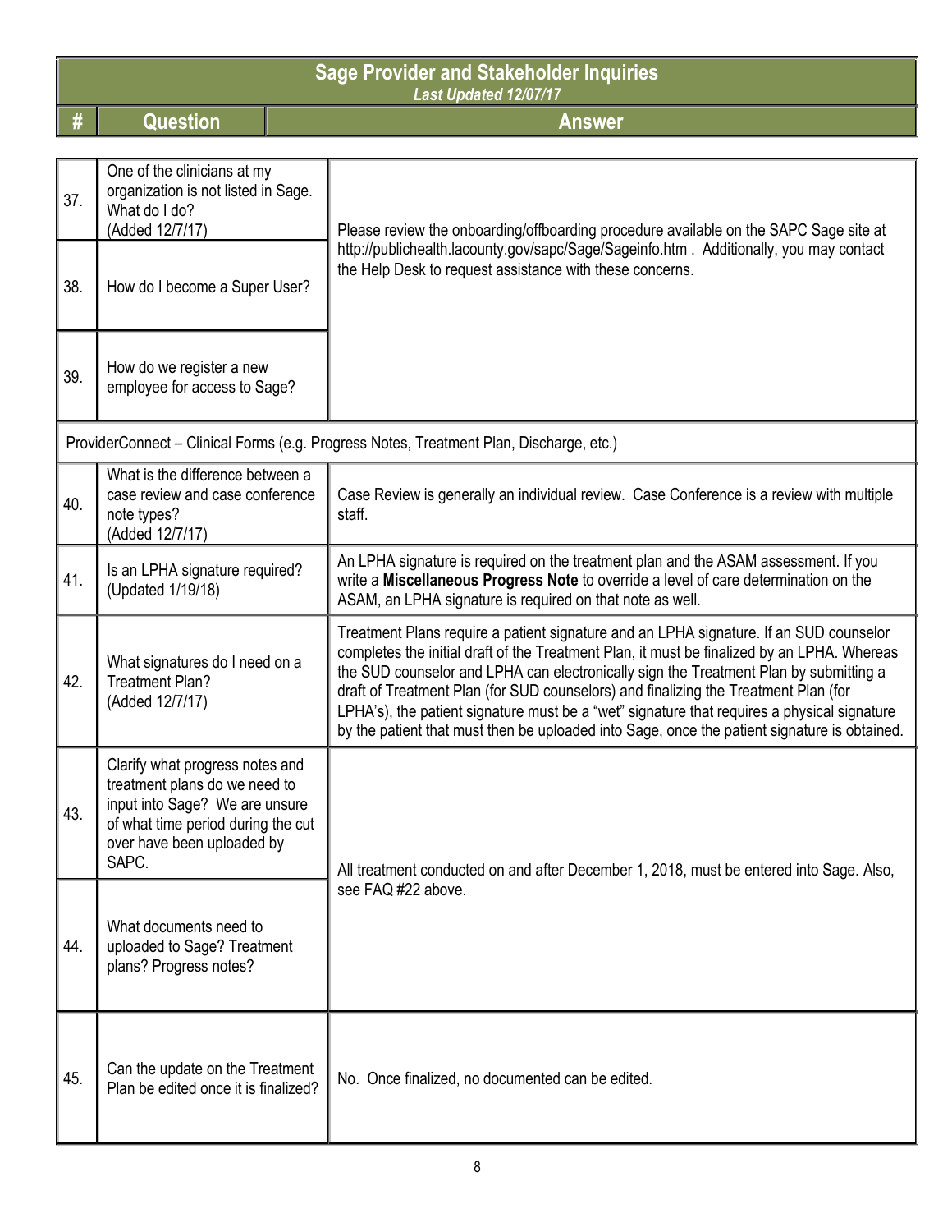## Sage Provider and Stakeholder Inquiries

*Last Updated 12/07/17*

| # | Question | Answer |
|---|---|---|
| 37. | One of the clinicians at my organization is not listed in Sage. What do I do? (Added 12/7/17) | Please review the onboarding/offboarding procedure available on the SAPC Sage site at http://publichealth.lacounty.gov/sapc/Sage/Sageinfo.htm . Additionally, you may contact the Help Desk to request assistance with these concerns. |
| 38. | How do I become a Super User? | |
| 39. | How do we register a new employee for access to Sage? | |
| ProviderConnect – Clinical Forms (e.g. Progress Notes, Treatment Plan, Discharge, etc.) | | |
| 40. | What is the difference between a case review and case conference note types? (Added 12/7/17) | Case Review is generally an individual review. Case Conference is a review with multiple staff. |
| 41. | Is an LPHA signature required? (Updated 1/19/18) | An LPHA signature is required on the treatment plan and the ASAM assessment. If you write a **Miscellaneous Progress Note** to override a level of care determination on the ASAM, an LPHA signature is required on that note as well. |
| 42. | What signatures do I need on a Treatment Plan? (Added 12/7/17) | Treatment Plans require a patient signature and an LPHA signature. If an SUD counselor completes the initial draft of the Treatment Plan, it must be finalized by an LPHA. Whereas the SUD counselor and LPHA can electronically sign the Treatment Plan by submitting a draft of Treatment Plan (for SUD counselors) and finalizing the Treatment Plan (for LPHA's), the patient signature must be a "wet" signature that requires a physical signature by the patient that must then be uploaded into Sage, once the patient signature is obtained. |
| 43. | Clarify what progress notes and treatment plans do we need to input into Sage? We are unsure of what time period during the cut over have been uploaded by SAPC. | All treatment conducted on and after December 1, 2018, must be entered into Sage. Also, see FAQ #22 above. |
| 44. | What documents need to uploaded to Sage? Treatment plans? Progress notes? | |
| 45. | Can the update on the Treatment Plan be edited once it is finalized? | No. Once finalized, no documented can be edited. |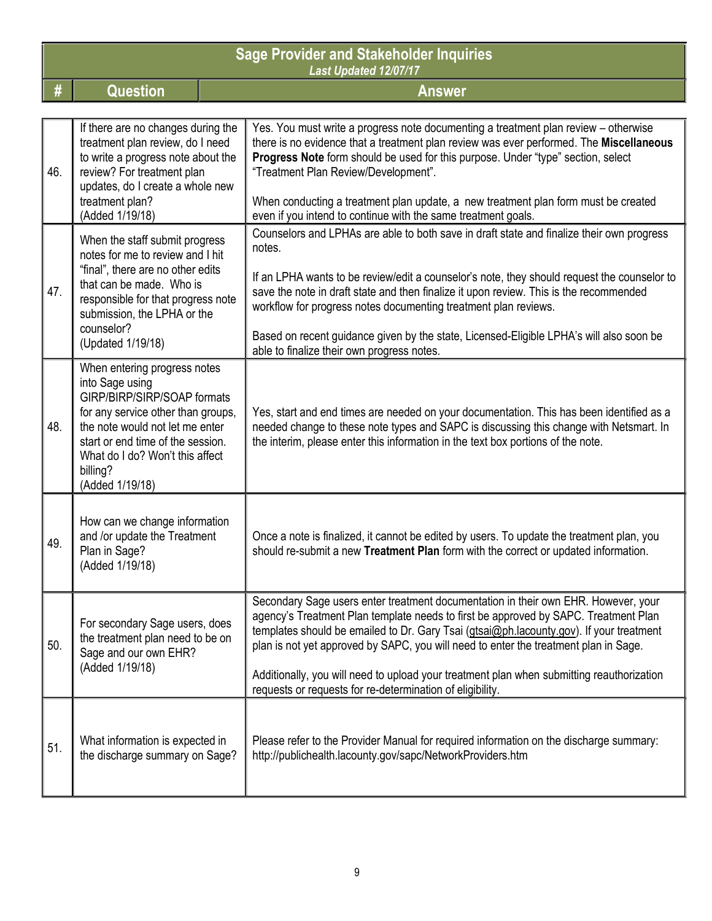# Sage Provider and Stakeholder Inquiries

*Last Updated 12/07/17*

| # | Question | Answer |
|---|---|---|
| 46. | If there are no changes during the treatment plan review, do I need to write a progress note about the review? For treatment plan updates, do I create a whole new treatment plan? (Added 1/19/18) | Yes. You must write a progress note documenting a treatment plan review – otherwise there is no evidence that a treatment plan review was ever performed. The **Miscellaneous Progress Note** form should be used for this purpose. Under "type" section, select "Treatment Plan Review/Development".<br><br>When conducting a treatment plan update, a new treatment plan form must be created even if you intend to continue with the same treatment goals. |
| 47. | When the staff submit progress notes for me to review and I hit "final", there are no other edits that can be made. Who is responsible for that progress note submission, the LPHA or the counselor? (Updated 1/19/18) | Counselors and LPHAs are able to both save in draft state and finalize their own progress notes.<br><br>If an LPHA wants to be review/edit a counselor's note, they should request the counselor to save the note in draft state and then finalize it upon review. This is the recommended workflow for progress notes documenting treatment plan reviews.<br><br>Based on recent guidance given by the state, Licensed-Eligible LPHA's will also soon be able to finalize their own progress notes. |
| 48. | When entering progress notes into Sage using GIRP/BIRP/SIRP/SOAP formats for any service other than groups, the note would not let me enter start or end time of the session. What do I do? Won't this affect billing? (Added 1/19/18) | Yes, start and end times are needed on your documentation. This has been identified as a needed change to these note types and SAPC is discussing this change with Netsmart. In the interim, please enter this information in the text box portions of the note. |
| 49. | How can we change information and /or update the Treatment Plan in Sage? (Added 1/19/18) | Once a note is finalized, it cannot be edited by users. To update the treatment plan, you should re-submit a new **Treatment Plan** form with the correct or updated information. |
| 50. | For secondary Sage users, does the treatment plan need to be on Sage and our own EHR? (Added 1/19/18) | Secondary Sage users enter treatment documentation in their own EHR. However, your agency's Treatment Plan template needs to first be approved by SAPC. Treatment Plan templates should be emailed to Dr. Gary Tsai (gtsai@ph.lacounty.gov). If your treatment plan is not yet approved by SAPC, you will need to enter the treatment plan in Sage.<br><br>Additionally, you will need to upload your treatment plan when submitting reauthorization requests or requests for re-determination of eligibility. |
| 51. | What information is expected in the discharge summary on Sage? | Please refer to the Provider Manual for required information on the discharge summary: http://publichealth.lacounty.gov/sapc/NetworkProviders.htm |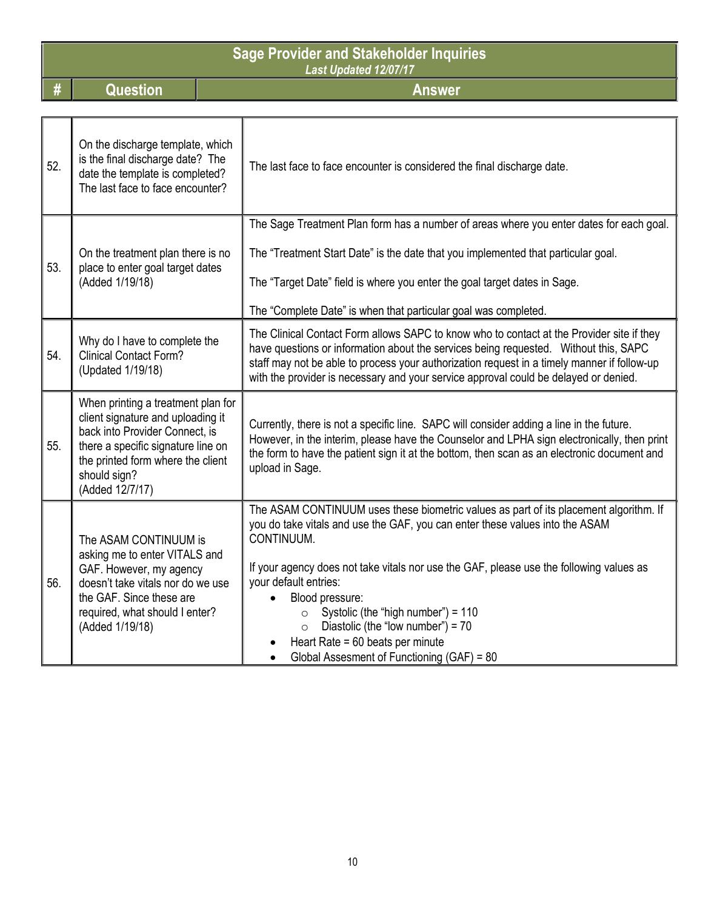## Sage Provider and Stakeholder Inquiries

*Last Updated 12/07/17*

| # | Question | Answer |
|---|---|---|
| 52. | On the discharge template, which is the final discharge date? The date the template is completed? The last face to face encounter? | The last face to face encounter is considered the final discharge date. |
| 53. | On the treatment plan there is no place to enter goal target dates (Added 1/19/18) | The Sage Treatment Plan form has a number of areas where you enter dates for each goal.<br><br>The "Treatment Start Date" is the date that you implemented that particular goal.<br><br>The "Target Date" field is where you enter the goal target dates in Sage.<br><br>The "Complete Date" is when that particular goal was completed. |
| 54. | Why do I have to complete the Clinical Contact Form? (Updated 1/19/18) | The Clinical Contact Form allows SAPC to know who to contact at the Provider site if they have questions or information about the services being requested. Without this, SAPC staff may not be able to process your authorization request in a timely manner if follow-up with the provider is necessary and your service approval could be delayed or denied. |
| 55. | When printing a treatment plan for client signature and uploading it back into Provider Connect, is there a specific signature line on the printed form where the client should sign? (Added 12/7/17) | Currently, there is not a specific line. SAPC will consider adding a line in the future. However, in the interim, please have the Counselor and LPHA sign electronically, then print the form to have the patient sign it at the bottom, then scan as an electronic document and upload in Sage. |
| 56. | The ASAM CONTINUUM is asking me to enter VITALS and GAF. However, my agency doesn't take vitals nor do we use the GAF. Since these are required, what should I enter? (Added 1/19/18) | The ASAM CONTINUUM uses these biometric values as part of its placement algorithm. If you do take vitals and use the GAF, you can enter these values into the ASAM CONTINUUM.<br><br>If your agency does not take vitals nor use the GAF, please use the following values as your default entries:<br>• Blood pressure:<br>&nbsp;&nbsp;&nbsp;&nbsp;○ Systolic (the "high number") = 110<br>&nbsp;&nbsp;&nbsp;&nbsp;○ Diastolic (the "low number") = 70<br>• Heart Rate = 60 beats per minute<br>• Global Assesment of Functioning (GAF) = 80 |